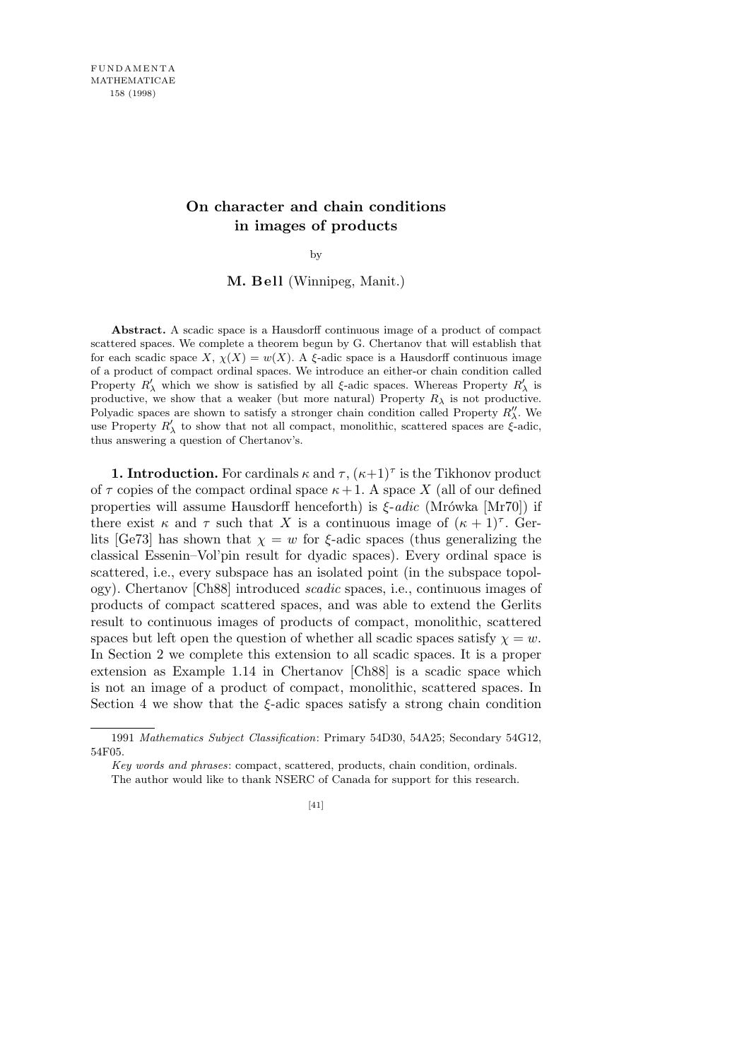# On character and chain conditions in images of products

by

**M. Bell** (Winnipeg, Manit.)

**Abstract.** A scadic space is a Hausdorff continuous image of a product of compact scattered spaces. We complete a theorem begun by G. Chertanov that will establish that for each scadic space $X$, $\chi(X) = w(X)$. A $\xi$-adic space is a Hausdorff continuous image of a product of compact ordinal spaces. We introduce an either-or chain condition called Property $R'_\lambda$ which we show is satisfied by all $\xi$-adic spaces. Whereas Property $R'_\lambda$ is productive, we show that a weaker (but more natural) Property $R_\lambda$ is not productive. Polyadic spaces are shown to satisfy a stronger chain condition called Property $R''_\lambda$. We use Property $R'_\lambda$ to show that not all compact, monolithic, scattered spaces are $\xi$-adic, thus answering a question of Chertanov's.

**1. Introduction.** For cardinals $\kappa$ and $\tau$, $(\kappa+1)^\tau$ is the Tikhonov product of $\tau$ copies of the compact ordinal space $\kappa+1$. A space $X$ (all of our defined properties will assume Hausdorff henceforth) is *$\xi$-adic* (Mrówka [Mr70]) if there exist $\kappa$ and $\tau$ such that $X$ is a continuous image of $(\kappa+1)^\tau$. Gerlits [Ge73] has shown that $\chi = w$ for $\xi$-adic spaces (thus generalizing the classical Essenin–Vol'pin result for dyadic spaces). Every ordinal space is scattered, i.e., every subspace has an isolated point (in the subspace topology). Chertanov [Ch88] introduced *scadic* spaces, i.e., continuous images of products of compact scattered spaces, and was able to extend the Gerlits result to continuous images of products of compact, monolithic, scattered spaces but left open the question of whether all scadic spaces satisfy $\chi = w$. In Section 2 we complete this extension to all scadic spaces. It is a proper extension as Example 1.14 in Chertanov [Ch88] is a scadic space which is not an image of a product of compact, monolithic, scattered spaces. In Section 4 we show that the $\xi$-adic spaces satisfy a strong chain condition

---

1991 *Mathematics Subject Classification*: Primary 54D30, 54A25; Secondary 54G12, 54F05.

*Key words and phrases*: compact, scattered, products, chain condition, ordinals.

The author would like to thank NSERC of Canada for support for this research.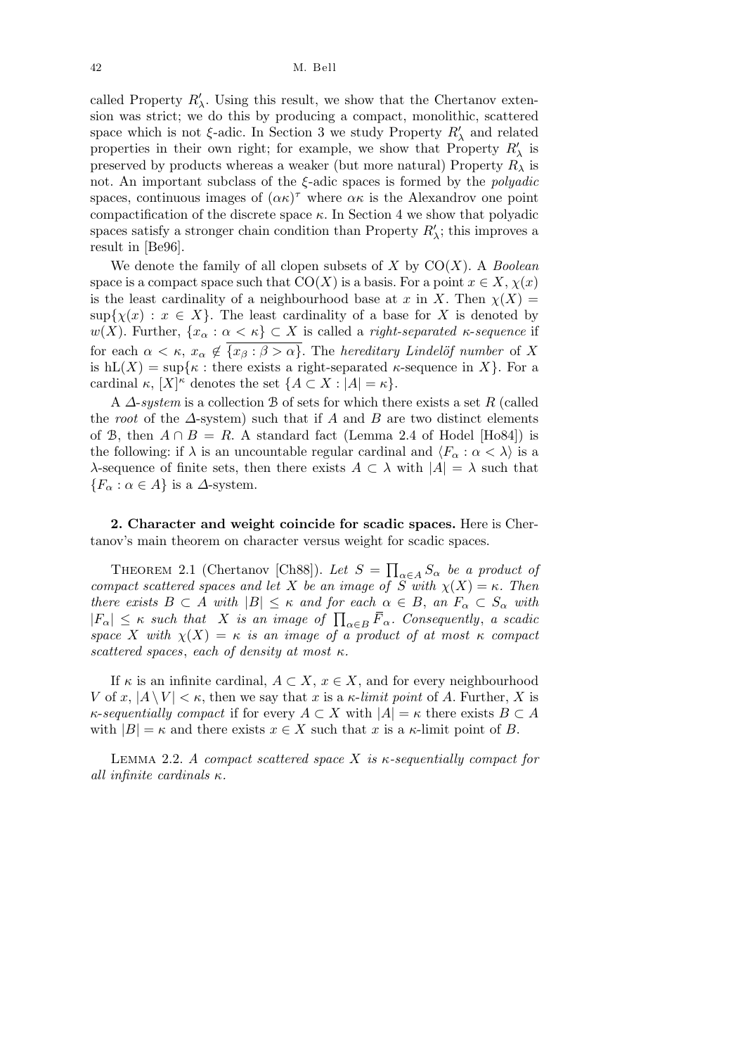called Property $R'_\lambda$. Using this result, we show that the Chertanov extension was strict; we do this by producing a compact, monolithic, scattered space which is not $\xi$-adic. In Section 3 we study Property $R'_\lambda$ and related properties in their own right; for example, we show that Property $R'_\lambda$ is preserved by products whereas a weaker (but more natural) Property $R_\lambda$ is not. An important subclass of the $\xi$-adic spaces is formed by the *polyadic* spaces, continuous images of $(\alpha\kappa)^\tau$ where $\alpha\kappa$ is the Alexandrov one point compactification of the discrete space $\kappa$. In Section 4 we show that polyadic spaces satisfy a stronger chain condition than Property $R'_\lambda$; this improves a result in [Be96].

We denote the family of all clopen subsets of $X$ by $\mathrm{CO}(X)$. A *Boolean* space is a compact space such that $\mathrm{CO}(X)$ is a basis. For a point $x \in X$, $\chi(x)$ is the least cardinality of a neighbourhood base at $x$ in $X$. Then $\chi(X) = \sup\{\chi(x) : x \in X\}$. The least cardinality of a base for $X$ is denoted by $w(X)$. Further, $\{x_\alpha : \alpha < \kappa\} \subset X$ is called a *right-separated $\kappa$-sequence* if for each $\alpha < \kappa$, $x_\alpha \notin \overline{\{x_\beta : \beta > \alpha\}}$. The *hereditary Lindelöf number* of $X$ is $\mathrm{hL}(X) = \sup\{\kappa : \text{there exists a right-separated } \kappa\text{-sequence in } X\}$. For a cardinal $\kappa$, $[X]^\kappa$ denotes the set $\{A \subset X : |A| = \kappa\}$.

A *$\Delta$-system* is a collection $\mathcal{B}$ of sets for which there exists a set $R$ (called the *root* of the $\Delta$-system) such that if $A$ and $B$ are two distinct elements of $\mathcal{B}$, then $A \cap B = R$. A standard fact (Lemma 2.4 of Hodel [Ho84]) is the following: if $\lambda$ is an uncountable regular cardinal and $\langle F_\alpha : \alpha < \lambda\rangle$ is a $\lambda$-sequence of finite sets, then there exists $A \subset \lambda$ with $|A| = \lambda$ such that $\{F_\alpha : \alpha \in A\}$ is a $\Delta$-system.

**2. Character and weight coincide for scadic spaces.** Here is Chertanov's main theorem on character versus weight for scadic spaces.

Theorem 2.1 (Chertanov [Ch88]). *Let $S = \prod_{\alpha\in A} S_\alpha$ be a product of compact scattered spaces and let $X$ be an image of $S$ with $\chi(X) = \kappa$. Then there exists $B \subset A$ with $|B| \le \kappa$ and for each $\alpha \in B$, an $F_\alpha \subset S_\alpha$ with $|F_\alpha| \le \kappa$ such that $X$ is an image of $\prod_{\alpha\in B} \overline{F}_\alpha$. Consequently, a scadic space $X$ with $\chi(X) = \kappa$ is an image of a product of at most $\kappa$ compact scattered spaces, each of density at most $\kappa$.*

If $\kappa$ is an infinite cardinal, $A \subset X$, $x \in X$, and for every neighbourhood $V$ of $x$, $|A \setminus V| < \kappa$, then we say that $x$ is a *$\kappa$-limit point* of $A$. Further, $X$ is *$\kappa$-sequentially compact* if for every $A \subset X$ with $|A| = \kappa$ there exists $B \subset A$ with $|B| = \kappa$ and there exists $x \in X$ such that $x$ is a $\kappa$-limit point of $B$.

Lemma 2.2. *A compact scattered space $X$ is $\kappa$-sequentially compact for all infinite cardinals $\kappa$.*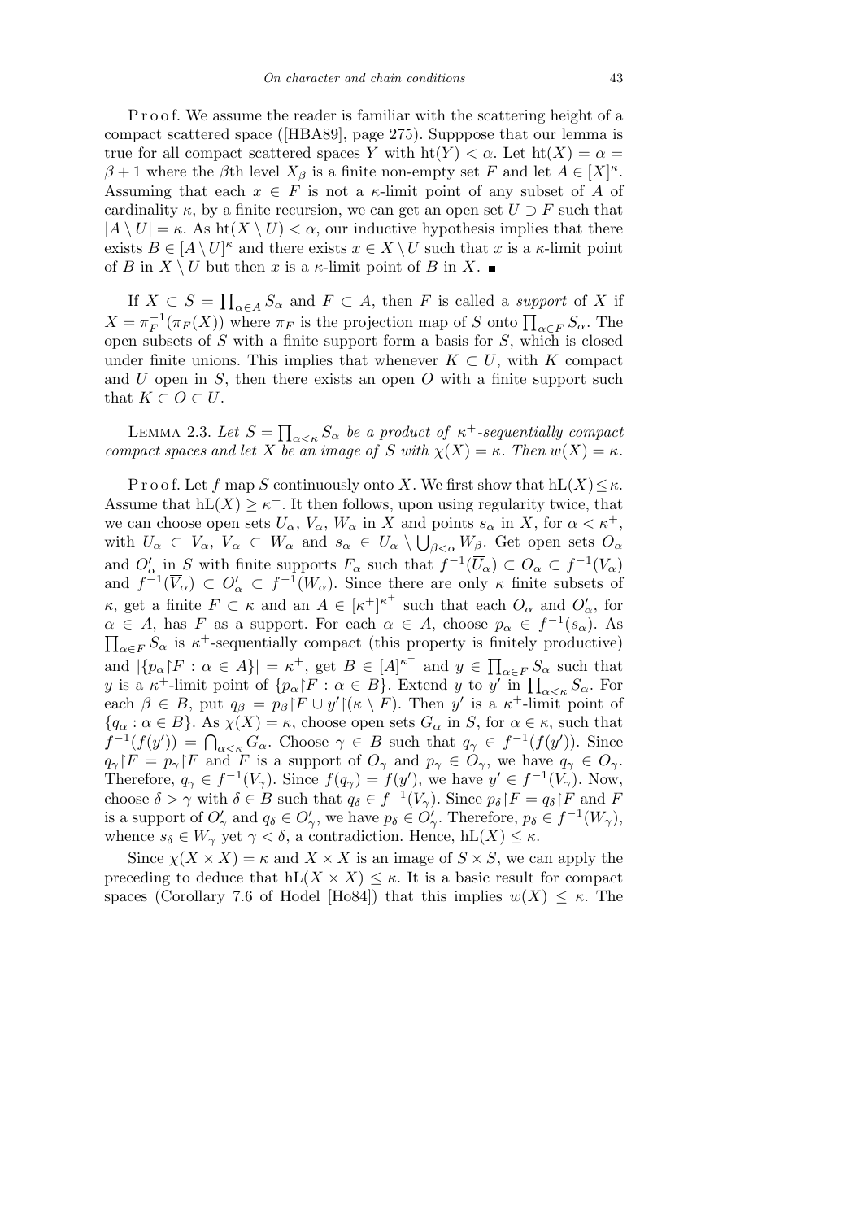P r o o f. We assume the reader is familiar with the scattering height of a compact scattered space ([HBA89], page 275). Supppose that our lemma is true for all compact scattered spaces $Y$ with $\mathrm{ht}(Y) < \alpha$. Let $\mathrm{ht}(X) = \alpha = \beta + 1$ where the $\beta$th level $X_\beta$ is a finite non-empty set $F$ and let $A \in [X]^\kappa$. Assuming that each $x \in F$ is not a $\kappa$-limit point of any subset of $A$ of cardinality $\kappa$, by a finite recursion, we can get an open set $U \supset F$ such that $|A \setminus U| = \kappa$. As $\mathrm{ht}(X \setminus U) < \alpha$, our inductive hypothesis implies that there exists $B \in [A \setminus U]^\kappa$ and there exists $x \in X \setminus U$ such that $x$ is a $\kappa$-limit point of $B$ in $X \setminus U$ but then $x$ is a $\kappa$-limit point of $B$ in $X$. ∎

If $X \subset S = \prod_{\alpha \in A} S_\alpha$ and $F \subset A$, then $F$ is called a *support* of $X$ if $X = \pi_F^{-1}(\pi_F(X))$ where $\pi_F$ is the projection map of $S$ onto $\prod_{\alpha \in F} S_\alpha$. The open subsets of $S$ with a finite support form a basis for $S$, which is closed under finite unions. This implies that whenever $K \subset U$, with $K$ compact and $U$ open in $S$, then there exists an open $O$ with a finite support such that $K \subset O \subset U$.

LEMMA 2.3. *Let $S = \prod_{\alpha < \kappa} S_\alpha$ be a product of $\kappa^+$-sequentially compact compact spaces and let $X$ be an image of $S$ with $\chi(X) = \kappa$. Then $w(X) = \kappa$.*

P r o o f. Let $f$ map $S$ continuously onto $X$. We first show that $\mathrm{hL}(X) \leq \kappa$. Assume that $\mathrm{hL}(X) \geq \kappa^+$. It then follows, upon using regularity twice, that we can choose open sets $U_\alpha$, $V_\alpha$, $W_\alpha$ in $X$ and points $s_\alpha$ in $X$, for $\alpha < \kappa^+$, with $\overline{U}_\alpha \subset V_\alpha$, $\overline{V}_\alpha \subset W_\alpha$ and $s_\alpha \in U_\alpha \setminus \bigcup_{\beta < \alpha} W_\beta$. Get open sets $O_\alpha$ and $O'_\alpha$ in $S$ with finite supports $F_\alpha$ such that $f^{-1}(\overline{U}_\alpha) \subset O_\alpha \subset f^{-1}(V_\alpha)$ and $f^{-1}(\overline{V}_\alpha) \subset O'_\alpha \subset f^{-1}(W_\alpha)$. Since there are only $\kappa$ finite subsets of $\kappa$, get a finite $F \subset \kappa$ and an $A \in [\kappa^+]^{\kappa^+}$ such that each $O_\alpha$ and $O'_\alpha$, for $\alpha \in A$, has $F$ as a support. For each $\alpha \in A$, choose $p_\alpha \in f^{-1}(s_\alpha)$. As $\prod_{\alpha \in F} S_\alpha$ is $\kappa^+$-sequentially compact (this property is finitely productive) and $|\{p_\alpha \restriction F : \alpha \in A\}| = \kappa^+$, get $B \in [A]^{\kappa^+}$ and $y \in \prod_{\alpha \in F} S_\alpha$ such that $y$ is a $\kappa^+$-limit point of $\{p_\alpha \restriction F : \alpha \in B\}$. Extend $y$ to $y'$ in $\prod_{\alpha < \kappa} S_\alpha$. For each $\beta \in B$, put $q_\beta = p_\beta \restriction F \cup y' \restriction (\kappa \setminus F)$. Then $y'$ is a $\kappa^+$-limit point of $\{q_\alpha : \alpha \in B\}$. As $\chi(X) = \kappa$, choose open sets $G_\alpha$ in $S$, for $\alpha \in \kappa$, such that $f^{-1}(f(y')) = \bigcap_{\alpha < \kappa} G_\alpha$. Choose $\gamma \in B$ such that $q_\gamma \in f^{-1}(f(y'))$. Since $q_\gamma \restriction F = p_\gamma \restriction F$ and $F$ is a support of $O_\gamma$ and $p_\gamma \in O_\gamma$, we have $q_\gamma \in O_\gamma$. Therefore, $q_\gamma \in f^{-1}(V_\gamma)$. Since $f(q_\gamma) = f(y')$, we have $y' \in f^{-1}(V_\gamma)$. Now, choose $\delta > \gamma$ with $\delta \in B$ such that $q_\delta \in f^{-1}(V_\gamma)$. Since $p_\delta \restriction F = q_\delta \restriction F$ and $F$ is a support of $O'_\gamma$ and $q_\delta \in O'_\gamma$, we have $p_\delta \in O'_\gamma$. Therefore, $p_\delta \in f^{-1}(W_\gamma)$, whence $s_\delta \in W_\gamma$ yet $\gamma < \delta$, a contradiction. Hence, $\mathrm{hL}(X) \leq \kappa$.

Since $\chi(X \times X) = \kappa$ and $X \times X$ is an image of $S \times S$, we can apply the preceding to deduce that $\mathrm{hL}(X \times X) \leq \kappa$. It is a basic result for compact spaces (Corollary 7.6 of Hodel [Ho84]) that this implies $w(X) \leq \kappa$. The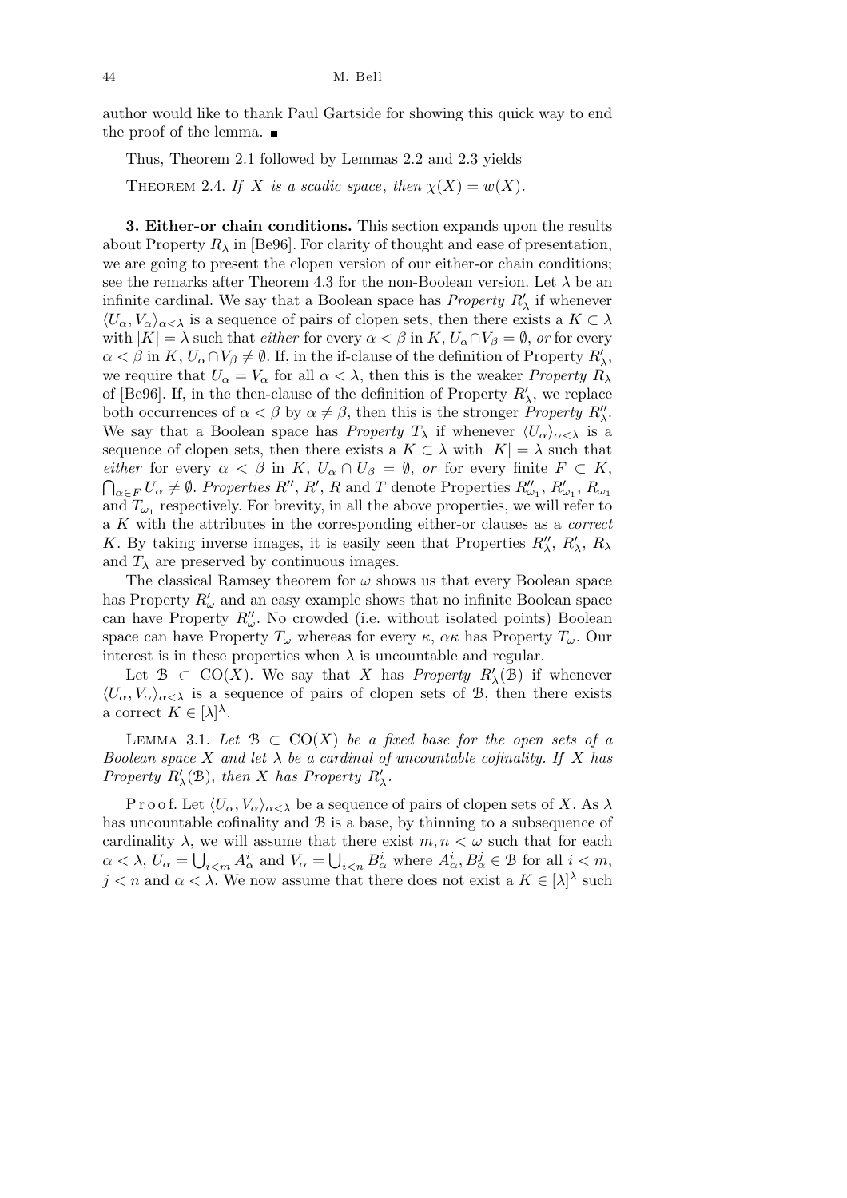author would like to thank Paul Gartside for showing this quick way to end the proof of the lemma. ∎

Thus, Theorem 2.1 followed by Lemmas 2.2 and 2.3 yields

Theorem 2.4. *If $X$ is a scadic space, then $\chi(X) = w(X)$.*

**3. Either-or chain conditions.** This section expands upon the results about Property $R_\lambda$ in [Be96]. For clarity of thought and ease of presentation, we are going to present the clopen version of our either-or chain conditions; see the remarks after Theorem 4.3 for the non-Boolean version. Let $\lambda$ be an infinite cardinal. We say that a Boolean space has *Property* $R'_\lambda$ if whenever $\langle U_\alpha, V_\alpha\rangle_{\alpha<\lambda}$ is a sequence of pairs of clopen sets, then there exists a $K \subset \lambda$ with $|K| = \lambda$ such that *either* for every $\alpha < \beta$ in $K$, $U_\alpha \cap V_\beta = \emptyset$, *or* for every $\alpha < \beta$ in $K$, $U_\alpha \cap V_\beta \neq \emptyset$. If, in the if-clause of the definition of Property $R'_\lambda$, we require that $U_\alpha = V_\alpha$ for all $\alpha < \lambda$, then this is the weaker *Property* $R_\lambda$ of [Be96]. If, in the then-clause of the definition of Property $R'_\lambda$, we replace both occurrences of $\alpha < \beta$ by $\alpha \neq \beta$, then this is the stronger *Property* $R''_\lambda$. We say that a Boolean space has *Property* $T_\lambda$ if whenever $\langle U_\alpha\rangle_{\alpha<\lambda}$ is a sequence of clopen sets, then there exists a $K \subset \lambda$ with $|K| = \lambda$ such that *either* for every $\alpha < \beta$ in $K$, $U_\alpha \cap U_\beta = \emptyset$, *or* for every finite $F \subset K$, $\bigcap_{\alpha\in F} U_\alpha \neq \emptyset$. *Properties* $R''$, $R'$, $R$ and $T$ denote Properties $R''_{\omega_1}$, $R'_{\omega_1}$, $R_{\omega_1}$ and $T_{\omega_1}$ respectively. For brevity, in all the above properties, we will refer to a $K$ with the attributes in the corresponding either-or clauses as a *correct* $K$. By taking inverse images, it is easily seen that Properties $R''_\lambda$, $R'_\lambda$, $R_\lambda$ and $T_\lambda$ are preserved by continuous images.

The classical Ramsey theorem for $\omega$ shows us that every Boolean space has Property $R'_\omega$ and an easy example shows that no infinite Boolean space can have Property $R''_\omega$. No crowded (i.e. without isolated points) Boolean space can have Property $T_\omega$ whereas for every $\kappa$, $\alpha\kappa$ has Property $T_\omega$. Our interest is in these properties when $\lambda$ is uncountable and regular.

Let $\mathcal{B} \subset \mathrm{CO}(X)$. We say that $X$ has *Property* $R'_\lambda(\mathcal{B})$ if whenever $\langle U_\alpha, V_\alpha\rangle_{\alpha<\lambda}$ is a sequence of pairs of clopen sets of $\mathcal{B}$, then there exists a correct $K \in [\lambda]^\lambda$.

Lemma 3.1. *Let $\mathcal{B} \subset \mathrm{CO}(X)$ be a fixed base for the open sets of a Boolean space $X$ and let $\lambda$ be a cardinal of uncountable cofinality. If $X$ has Property $R'_\lambda(\mathcal{B})$, then $X$ has Property $R'_\lambda$.*

Proof. Let $\langle U_\alpha, V_\alpha\rangle_{\alpha<\lambda}$ be a sequence of pairs of clopen sets of $X$. As $\lambda$ has uncountable cofinality and $\mathcal{B}$ is a base, by thinning to a subsequence of cardinality $\lambda$, we will assume that there exist $m, n < \omega$ such that for each $\alpha < \lambda$, $U_\alpha = \bigcup_{i<m} A^i_\alpha$ and $V_\alpha = \bigcup_{i<n} B^i_\alpha$ where $A^i_\alpha, B^j_\alpha \in \mathcal{B}$ for all $i < m$, $j < n$ and $\alpha < \lambda$. We now assume that there does not exist a $K \in [\lambda]^\lambda$ such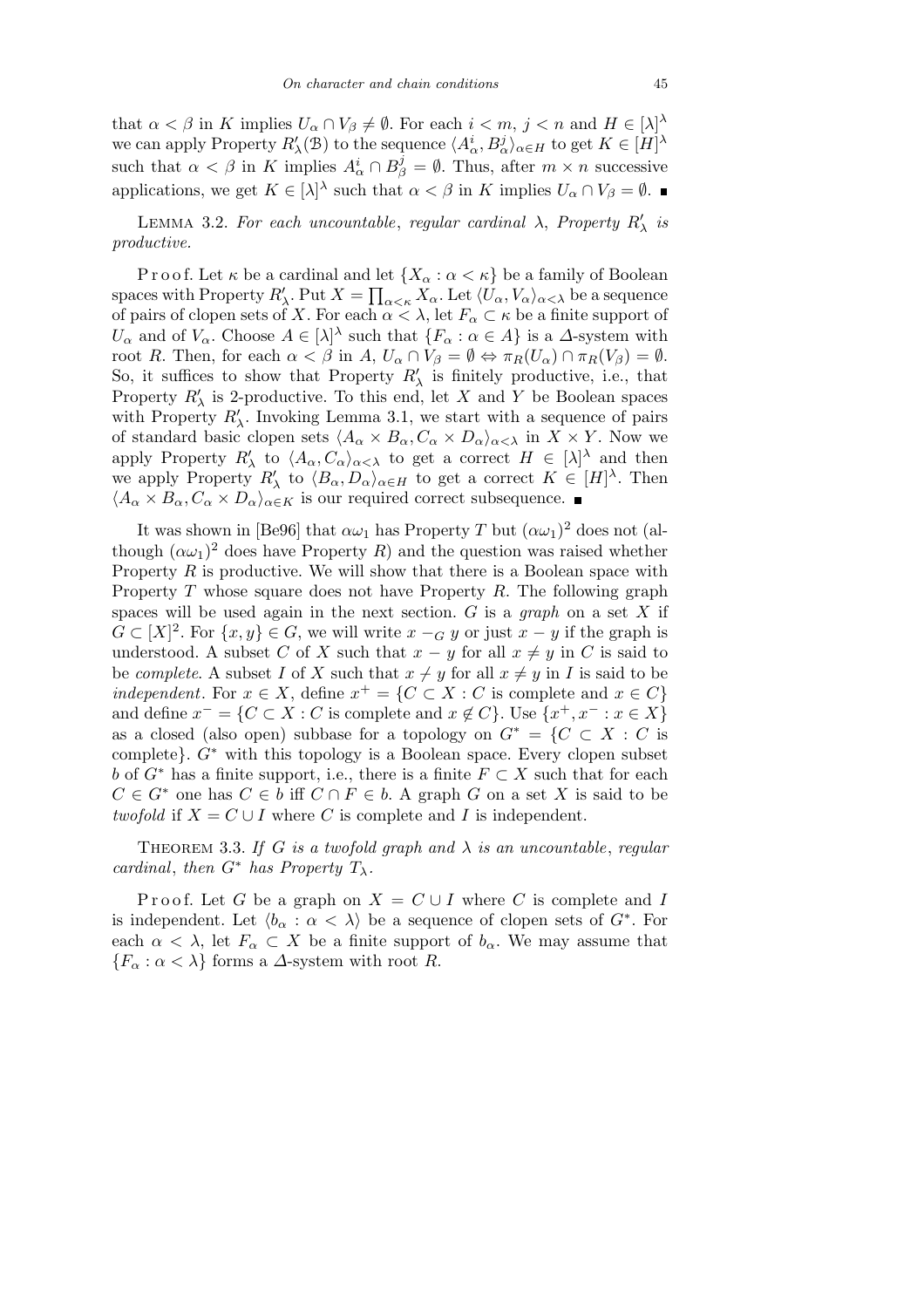that $\alpha < \beta$ in $K$ implies $U_\alpha \cap V_\beta \neq \emptyset$. For each $i < m$, $j < n$ and $H \in [\lambda]^\lambda$ we can apply Property $R'_\lambda(\mathcal{B})$ to the sequence $\langle A^i_\alpha, B^j_\alpha \rangle_{\alpha \in H}$ to get $K \in [H]^\lambda$ such that $\alpha < \beta$ in $K$ implies $A^i_\alpha \cap B^j_\beta = \emptyset$. Thus, after $m \times n$ successive applications, we get $K \in [\lambda]^\lambda$ such that $\alpha < \beta$ in $K$ implies $U_\alpha \cap V_\beta = \emptyset$. ∎

LEMMA 3.2. *For each uncountable, regular cardinal $\lambda$, Property $R'_\lambda$ is productive.*

Proof. Let $\kappa$ be a cardinal and let $\{X_\alpha : \alpha < \kappa\}$ be a family of Boolean spaces with Property $R'_\lambda$. Put $X = \prod_{\alpha<\kappa} X_\alpha$. Let $\langle U_\alpha, V_\alpha \rangle_{\alpha<\lambda}$ be a sequence of pairs of clopen sets of $X$. For each $\alpha < \lambda$, let $F_\alpha \subset \kappa$ be a finite support of $U_\alpha$ and of $V_\alpha$. Choose $A \in [\lambda]^\lambda$ such that $\{F_\alpha : \alpha \in A\}$ is a $\Delta$-system with root $R$. Then, for each $\alpha < \beta$ in $A$, $U_\alpha \cap V_\beta = \emptyset \Leftrightarrow \pi_R(U_\alpha) \cap \pi_R(V_\beta) = \emptyset$. So, it suffices to show that Property $R'_\lambda$ is finitely productive, i.e., that Property $R'_\lambda$ is 2-productive. To this end, let $X$ and $Y$ be Boolean spaces with Property $R'_\lambda$. Invoking Lemma 3.1, we start with a sequence of pairs of standard basic clopen sets $\langle A_\alpha \times B_\alpha, C_\alpha \times D_\alpha \rangle_{\alpha<\lambda}$ in $X \times Y$. Now we apply Property $R'_\lambda$ to $\langle A_\alpha, C_\alpha \rangle_{\alpha<\lambda}$ to get a correct $H \in [\lambda]^\lambda$ and then we apply Property $R'_\lambda$ to $\langle B_\alpha, D_\alpha \rangle_{\alpha \in H}$ to get a correct $K \in [H]^\lambda$. Then $\langle A_\alpha \times B_\alpha, C_\alpha \times D_\alpha \rangle_{\alpha \in K}$ is our required correct subsequence. ∎

It was shown in [Be96] that $\alpha\omega_1$ has Property $T$ but $(\alpha\omega_1)^2$ does not (although $(\alpha\omega_1)^2$ does have Property $R$) and the question was raised whether Property $R$ is productive. We will show that there is a Boolean space with Property $T$ whose square does not have Property $R$. The following graph spaces will be used again in the next section. $G$ is a *graph* on a set $X$ if $G \subset [X]^2$. For $\{x, y\} \in G$, we will write $x -_G y$ or just $x - y$ if the graph is understood. A subset $C$ of $X$ such that $x - y$ for all $x \neq y$ in $C$ is said to be *complete*. A subset $I$ of $X$ such that $x \not- y$ for all $x \neq y$ in $I$ is said to be *independent*. For $x \in X$, define $x^+ = \{C \subset X : C$ is complete and $x \in C\}$ and define $x^- = \{C \subset X : C$ is complete and $x \notin C\}$. Use $\{x^+, x^- : x \in X\}$ as a closed (also open) subbase for a topology on $G^* = \{C \subset X : C$ is complete$\}$. $G^*$ with this topology is a Boolean space. Every clopen subset $b$ of $G^*$ has a finite support, i.e., there is a finite $F \subset X$ such that for each $C \in G^*$ one has $C \in b$ iff $C \cap F \in b$. A graph $G$ on a set $X$ is said to be *twofold* if $X = C \cup I$ where $C$ is complete and $I$ is independent.

THEOREM 3.3. *If $G$ is a twofold graph and $\lambda$ is an uncountable, regular cardinal, then $G^*$ has Property $T_\lambda$.*

Proof. Let $G$ be a graph on $X = C \cup I$ where $C$ is complete and $I$ is independent. Let $\langle b_\alpha : \alpha < \lambda \rangle$ be a sequence of clopen sets of $G^*$. For each $\alpha < \lambda$, let $F_\alpha \subset X$ be a finite support of $b_\alpha$. We may assume that $\{F_\alpha : \alpha < \lambda\}$ forms a $\Delta$-system with root $R$.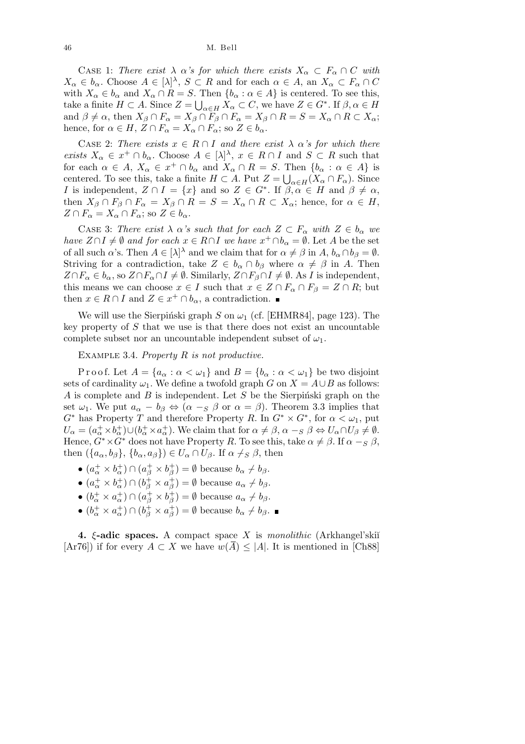CASE 1: *There exist $\lambda$ $\alpha$'s for which there exists $X_\alpha \subset F_\alpha \cap C$ with $X_\alpha \in b_\alpha$.* Choose $A \in [\lambda]^\lambda$, $S \subset R$ and for each $\alpha \in A$, an $X_\alpha \subset F_\alpha \cap C$ with $X_\alpha \in b_\alpha$ and $X_\alpha \cap R = S$. Then $\{b_\alpha : \alpha \in A\}$ is centered. To see this, take a finite $H \subset A$. Since $Z = \bigcup_{\alpha \in H} X_\alpha \subset C$, we have $Z \in G^*$. If $\beta, \alpha \in H$ and $\beta \neq \alpha$, then $X_\beta \cap F_\alpha = X_\beta \cap F_\beta \cap F_\alpha = X_\beta \cap R = S = X_\alpha \cap R \subset X_\alpha$; hence, for $\alpha \in H$, $Z \cap F_\alpha = X_\alpha \cap F_\alpha$; so $Z \in b_\alpha$.

CASE 2: *There exists $x \in R \cap I$ and there exist $\lambda$ $\alpha$'s for which there exists $X_\alpha \in x^+ \cap b_\alpha$.* Choose $A \in [\lambda]^\lambda$, $x \in R \cap I$ and $S \subset R$ such that for each $\alpha \in A$, $X_\alpha \in x^+ \cap b_\alpha$ and $X_\alpha \cap R = S$. Then $\{b_\alpha : \alpha \in A\}$ is centered. To see this, take a finite $H \subset A$. Put $Z = \bigcup_{\alpha \in H}(X_\alpha \cap F_\alpha)$. Since $I$ is independent, $Z \cap I = \{x\}$ and so $Z \in G^*$. If $\beta, \alpha \in H$ and $\beta \neq \alpha$, then $X_\beta \cap F_\beta \cap F_\alpha = X_\beta \cap R = S = X_\alpha \cap R \subset X_\alpha$; hence, for $\alpha \in H$, $Z \cap F_\alpha = X_\alpha \cap F_\alpha$; so $Z \in b_\alpha$.

CASE 3: *There exist $\lambda$ $\alpha$'s such that for each $Z \subset F_\alpha$ with $Z \in b_\alpha$ we have $Z \cap I \neq \emptyset$ and for each $x \in R \cap I$ we have $x^+ \cap b_\alpha = \emptyset$.* Let $A$ be the set of all such $\alpha$'s. Then $A \in [\lambda]^\lambda$ and we claim that for $\alpha \neq \beta$ in $A$, $b_\alpha \cap b_\beta = \emptyset$. Striving for a contradiction, take $Z \in b_\alpha \cap b_\beta$ where $\alpha \neq \beta$ in $A$. Then $Z \cap F_\alpha \in b_\alpha$, so $Z \cap F_\alpha \cap I \neq \emptyset$. Similarly, $Z \cap F_\beta \cap I \neq \emptyset$. As $I$ is independent, this means we can choose $x \in I$ such that $x \in Z \cap F_\alpha \cap F_\beta = Z \cap R$; but then $x \in R \cap I$ and $Z \in x^+ \cap b_\alpha$, a contradiction. ∎

We will use the Sierpiński graph $S$ on $\omega_1$ (cf. [EHMR84], page 123). The key property of $S$ that we use is that there does not exist an uncountable complete subset nor an uncountable independent subset of $\omega_1$.

EXAMPLE 3.4. *Property R is not productive.*

Proof. Let $A = \{a_\alpha : \alpha < \omega_1\}$ and $B = \{b_\alpha : \alpha < \omega_1\}$ be two disjoint sets of cardinality $\omega_1$. We define a twofold graph $G$ on $X = A \cup B$ as follows: $A$ is complete and $B$ is independent. Let $S$ be the Sierpiński graph on the set $\omega_1$. We put $a_\alpha - b_\beta \Leftrightarrow (\alpha -_S \beta$ or $\alpha = \beta)$. Theorem 3.3 implies that $G^*$ has Property $T$ and therefore Property $R$. In $G^* \times G^*$, for $\alpha < \omega_1$, put $U_\alpha = (a_\alpha^+ \times b_\alpha^+) \cup (b_\alpha^+ \times a_\alpha^+)$. We claim that for $\alpha \neq \beta$, $\alpha -_S \beta \Leftrightarrow U_\alpha \cap U_\beta \neq \emptyset$. Hence, $G^* \times G^*$ does not have Property $R$. To see this, take $\alpha \neq \beta$. If $\alpha -_S \beta$, then $(\{a_\alpha, b_\beta\}, \{b_\alpha, a_\beta\}) \in U_\alpha \cap U_\beta$. If $\alpha \not-_S \beta$, then

- $(a_\alpha^+ \times b_\alpha^+) \cap (a_\beta^+ \times b_\beta^+) = \emptyset$ because $b_\alpha \not- b_\beta$.
- $(a_\alpha^+ \times b_\alpha^+) \cap (b_\beta^+ \times a_\beta^+) = \emptyset$ because $a_\alpha \not- b_\beta$.
- $(b_\alpha^+ \times a_\alpha^+) \cap (a_\beta^+ \times b_\beta^+) = \emptyset$ because $a_\alpha \not- b_\beta$.
- $(b_\alpha^+ \times a_\alpha^+) \cap (b_\beta^+ \times a_\beta^+) = \emptyset$ because $b_\alpha \not- b_\beta$. ∎

**4. $\xi$-adic spaces.** A compact space $X$ is *monolithic* (Arkhangel'skiĭ [Ar76]) if for every $A \subset X$ we have $w(\bar{A}) \leq |A|$. It is mentioned in [Ch88]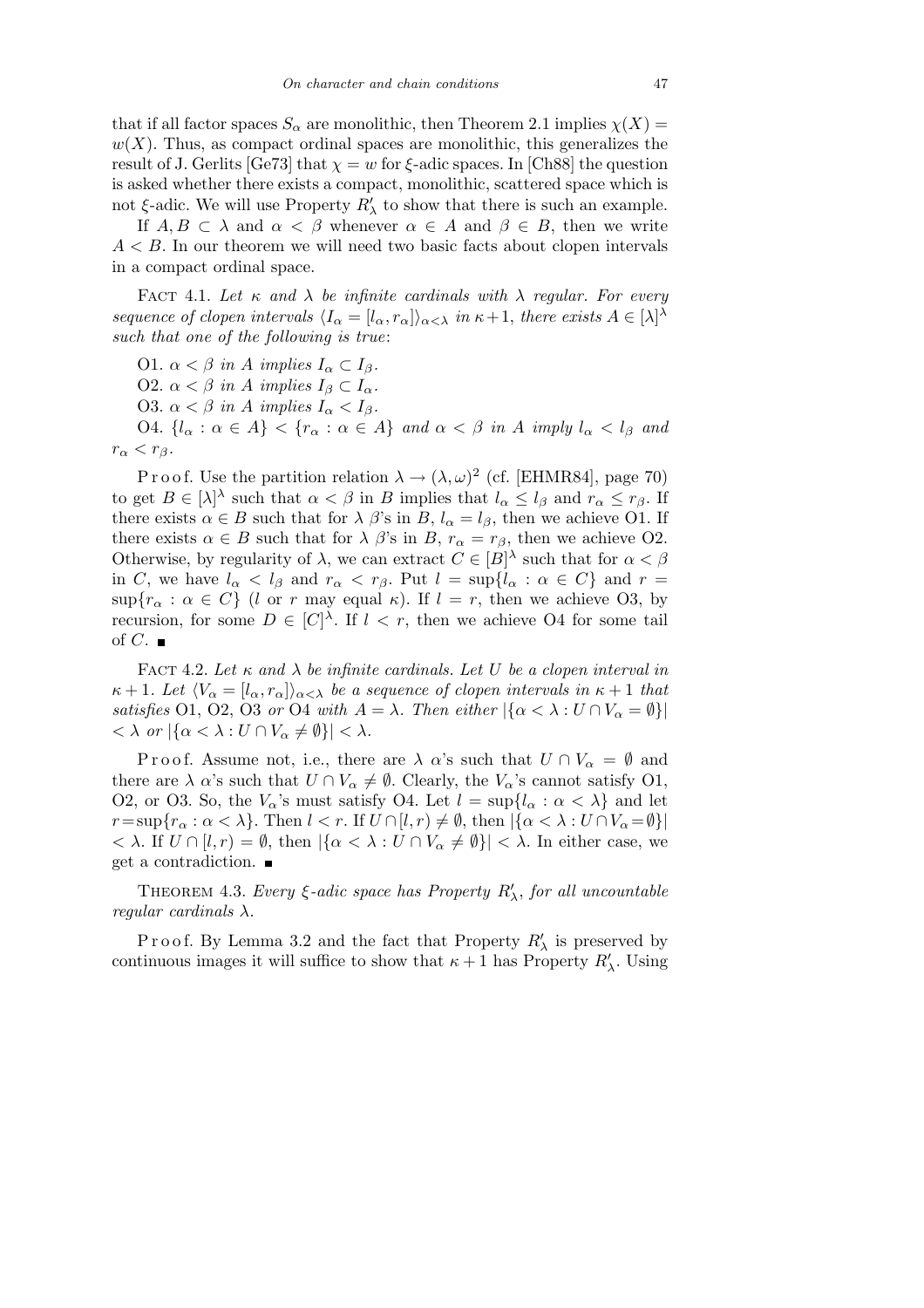that if all factor spaces $S_\alpha$ are monolithic, then Theorem 2.1 implies $\chi(X) = w(X)$. Thus, as compact ordinal spaces are monolithic, this generalizes the result of J. Gerlits [Ge73] that $\chi = w$ for $\xi$-adic spaces. In [Ch88] the question is asked whether there exists a compact, monolithic, scattered space which is not $\xi$-adic. We will use Property $R'_\lambda$ to show that there is such an example.

If $A, B \subset \lambda$ and $\alpha < \beta$ whenever $\alpha \in A$ and $\beta \in B$, then we write $A < B$. In our theorem we will need two basic facts about clopen intervals in a compact ordinal space.

Fact 4.1. *Let $\kappa$ and $\lambda$ be infinite cardinals with $\lambda$ regular. For every sequence of clopen intervals $\langle I_\alpha = [l_\alpha, r_\alpha]\rangle_{\alpha<\lambda}$ in $\kappa+1$, there exists $A \in [\lambda]^\lambda$ such that one of the following is true*:

O1. *$\alpha < \beta$ in $A$ implies $I_\alpha \subset I_\beta$.*

O2. *$\alpha < \beta$ in $A$ implies $I_\beta \subset I_\alpha$.*

O3. *$\alpha < \beta$ in $A$ implies $I_\alpha < I_\beta$.*

O4. *$\{l_\alpha : \alpha \in A\} < \{r_\alpha : \alpha \in A\}$ and $\alpha < \beta$ in $A$ imply $l_\alpha < l_\beta$ and $r_\alpha < r_\beta$.*

Proof. Use the partition relation $\lambda \to (\lambda, \omega)^2$ (cf. [EHMR84], page 70) to get $B \in [\lambda]^\lambda$ such that $\alpha < \beta$ in $B$ implies that $l_\alpha \le l_\beta$ and $r_\alpha \le r_\beta$. If there exists $\alpha \in B$ such that for $\lambda$ $\beta$'s in $B$, $l_\alpha = l_\beta$, then we achieve O1. If there exists $\alpha \in B$ such that for $\lambda$ $\beta$'s in $B$, $r_\alpha = r_\beta$, then we achieve O2. Otherwise, by regularity of $\lambda$, we can extract $C \in [B]^\lambda$ such that for $\alpha < \beta$ in $C$, we have $l_\alpha < l_\beta$ and $r_\alpha < r_\beta$. Put $l = \sup\{l_\alpha : \alpha \in C\}$ and $r = \sup\{r_\alpha : \alpha \in C\}$ ($l$ or $r$ may equal $\kappa$). If $l = r$, then we achieve O3, by recursion, for some $D \in [C]^\lambda$. If $l < r$, then we achieve O4 for some tail of $C$. ∎

Fact 4.2. *Let $\kappa$ and $\lambda$ be infinite cardinals. Let $U$ be a clopen interval in $\kappa+1$. Let $\langle V_\alpha = [l_\alpha, r_\alpha]\rangle_{\alpha<\lambda}$ be a sequence of clopen intervals in $\kappa+1$ that satisfies* O1, O2, O3 *or* O4 *with $A = \lambda$. Then either $|\{\alpha < \lambda : U \cap V_\alpha = \emptyset\}| < \lambda$ or $|\{\alpha < \lambda : U \cap V_\alpha \neq \emptyset\}| < \lambda$.*

Proof. Assume not, i.e., there are $\lambda$ $\alpha$'s such that $U \cap V_\alpha = \emptyset$ and there are $\lambda$ $\alpha$'s such that $U \cap V_\alpha \neq \emptyset$. Clearly, the $V_\alpha$'s cannot satisfy O1, O2, or O3. So, the $V_\alpha$'s must satisfy O4. Let $l = \sup\{l_\alpha : \alpha < \lambda\}$ and let $r = \sup\{r_\alpha : \alpha < \lambda\}$. Then $l < r$. If $U \cap [l, r) \neq \emptyset$, then $|\{\alpha < \lambda : U \cap V_\alpha = \emptyset\}| < \lambda$. If $U \cap [l, r) = \emptyset$, then $|\{\alpha < \lambda : U \cap V_\alpha \neq \emptyset\}| < \lambda$. In either case, we get a contradiction. ∎

Theorem 4.3. *Every $\xi$-adic space has Property $R'_\lambda$, for all uncountable regular cardinals $\lambda$.*

Proof. By Lemma 3.2 and the fact that Property $R'_\lambda$ is preserved by continuous images it will suffice to show that $\kappa+1$ has Property $R'_\lambda$. Using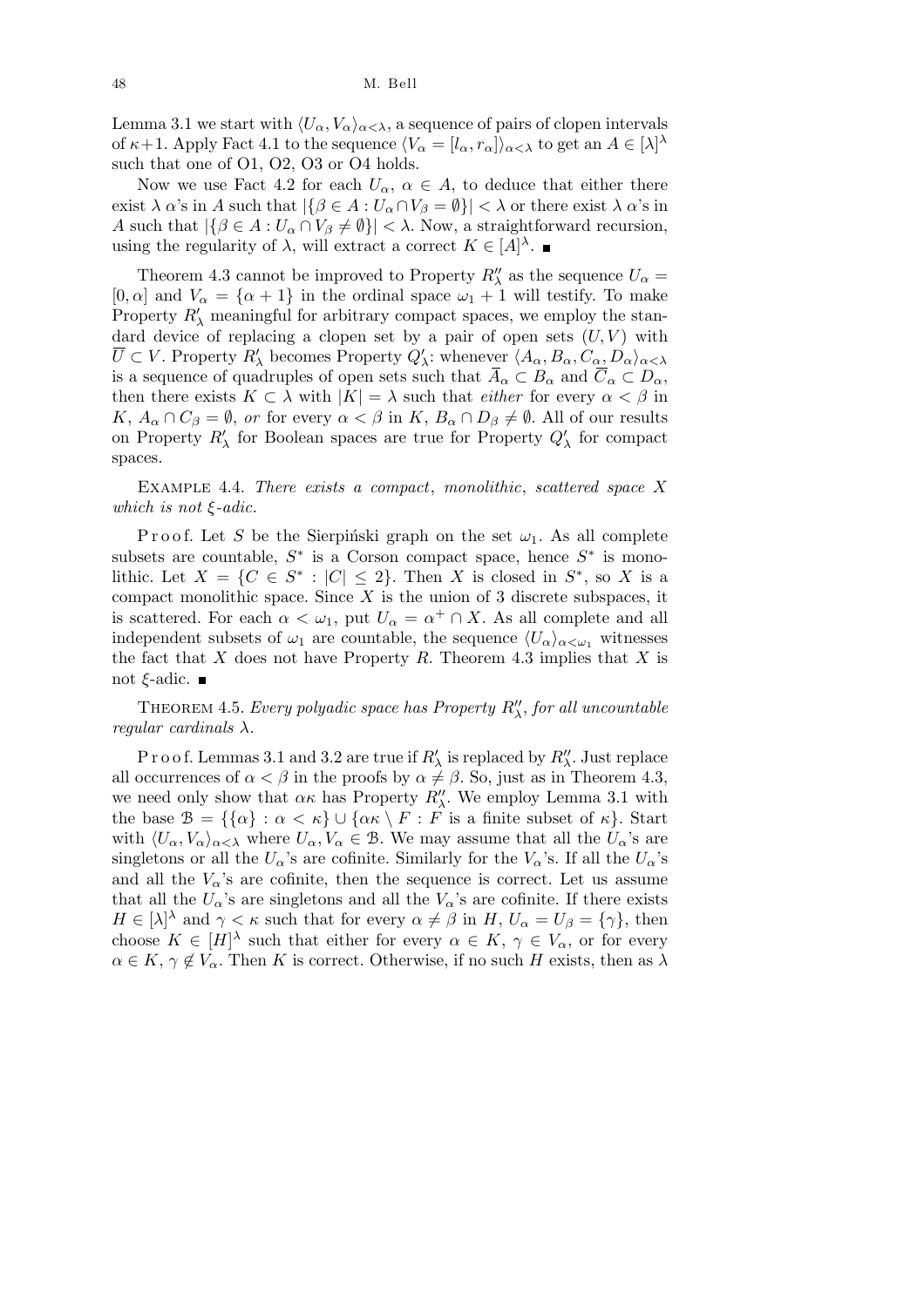Lemma 3.1 we start with $\langle U_\alpha, V_\alpha\rangle_{\alpha<\lambda}$, a sequence of pairs of clopen intervals of $\kappa+1$. Apply Fact 4.1 to the sequence $\langle V_\alpha = [l_\alpha, r_\alpha]\rangle_{\alpha<\lambda}$ to get an $A \in [\lambda]^\lambda$ such that one of O1, O2, O3 or O4 holds.

Now we use Fact 4.2 for each $U_\alpha$, $\alpha \in A$, to deduce that either there exist $\lambda$ $\alpha$'s in $A$ such that $|\{\beta \in A : U_\alpha \cap V_\beta = \emptyset\}| < \lambda$ or there exist $\lambda$ $\alpha$'s in $A$ such that $|\{\beta \in A : U_\alpha \cap V_\beta \neq \emptyset\}| < \lambda$. Now, a straightforward recursion, using the regularity of $\lambda$, will extract a correct $K \in [A]^\lambda$. ∎

Theorem 4.3 cannot be improved to Property $R''_\lambda$ as the sequence $U_\alpha = [0, \alpha]$ and $V_\alpha = \{\alpha+1\}$ in the ordinal space $\omega_1 + 1$ will testify. To make Property $R'_\lambda$ meaningful for arbitrary compact spaces, we employ the standard device of replacing a clopen set by a pair of open sets $(U, V)$ with $\overline{U} \subset V$. Property $R'_\lambda$ becomes Property $Q'_\lambda$: whenever $\langle A_\alpha, B_\alpha, C_\alpha, D_\alpha\rangle_{\alpha<\lambda}$ is a sequence of quadruples of open sets such that $\overline{A}_\alpha \subset B_\alpha$ and $\overline{C}_\alpha \subset D_\alpha$, then there exists $K \subset \lambda$ with $|K| = \lambda$ such that *either* for every $\alpha < \beta$ in $K$, $A_\alpha \cap C_\beta = \emptyset$, *or* for every $\alpha < \beta$ in $K$, $B_\alpha \cap D_\beta \neq \emptyset$. All of our results on Property $R'_\lambda$ for Boolean spaces are true for Property $Q'_\lambda$ for compact spaces.

Example 4.4. *There exists a compact, monolithic, scattered space $X$ which is not $\xi$-adic.*

Proof. Let $S$ be the Sierpiński graph on the set $\omega_1$. As all complete subsets are countable, $S^*$ is a Corson compact space, hence $S^*$ is monolithic. Let $X = \{C \in S^* : |C| \leq 2\}$. Then $X$ is closed in $S^*$, so $X$ is a compact monolithic space. Since $X$ is the union of 3 discrete subspaces, it is scattered. For each $\alpha < \omega_1$, put $U_\alpha = \alpha^+ \cap X$. As all complete and all independent subsets of $\omega_1$ are countable, the sequence $\langle U_\alpha\rangle_{\alpha<\omega_1}$ witnesses the fact that $X$ does not have Property $R$. Theorem 4.3 implies that $X$ is not $\xi$-adic. ∎

Theorem 4.5. *Every polyadic space has Property $R''_\lambda$, for all uncountable regular cardinals $\lambda$.*

Proof. Lemmas 3.1 and 3.2 are true if $R'_\lambda$ is replaced by $R''_\lambda$. Just replace all occurrences of $\alpha < \beta$ in the proofs by $\alpha \neq \beta$. So, just as in Theorem 4.3, we need only show that $\alpha\kappa$ has Property $R''_\lambda$. We employ Lemma 3.1 with the base $\mathcal{B} = \{\{\alpha\} : \alpha < \kappa\} \cup \{\alpha\kappa \setminus F : F \text{ is a finite subset of } \kappa\}$. Start with $\langle U_\alpha, V_\alpha\rangle_{\alpha<\lambda}$ where $U_\alpha, V_\alpha \in \mathcal{B}$. We may assume that all the $U_\alpha$'s are singletons or all the $U_\alpha$'s are cofinite. Similarly for the $V_\alpha$'s. If all the $U_\alpha$'s and all the $V_\alpha$'s are cofinite, then the sequence is correct. Let us assume that all the $U_\alpha$'s are singletons and all the $V_\alpha$'s are cofinite. If there exists $H \in [\lambda]^\lambda$ and $\gamma < \kappa$ such that for every $\alpha \neq \beta$ in $H$, $U_\alpha = U_\beta = \{\gamma\}$, then choose $K \in [H]^\lambda$ such that either for every $\alpha \in K$, $\gamma \in V_\alpha$, or for every $\alpha \in K$, $\gamma \notin V_\alpha$. Then $K$ is correct. Otherwise, if no such $H$ exists, then as $\lambda$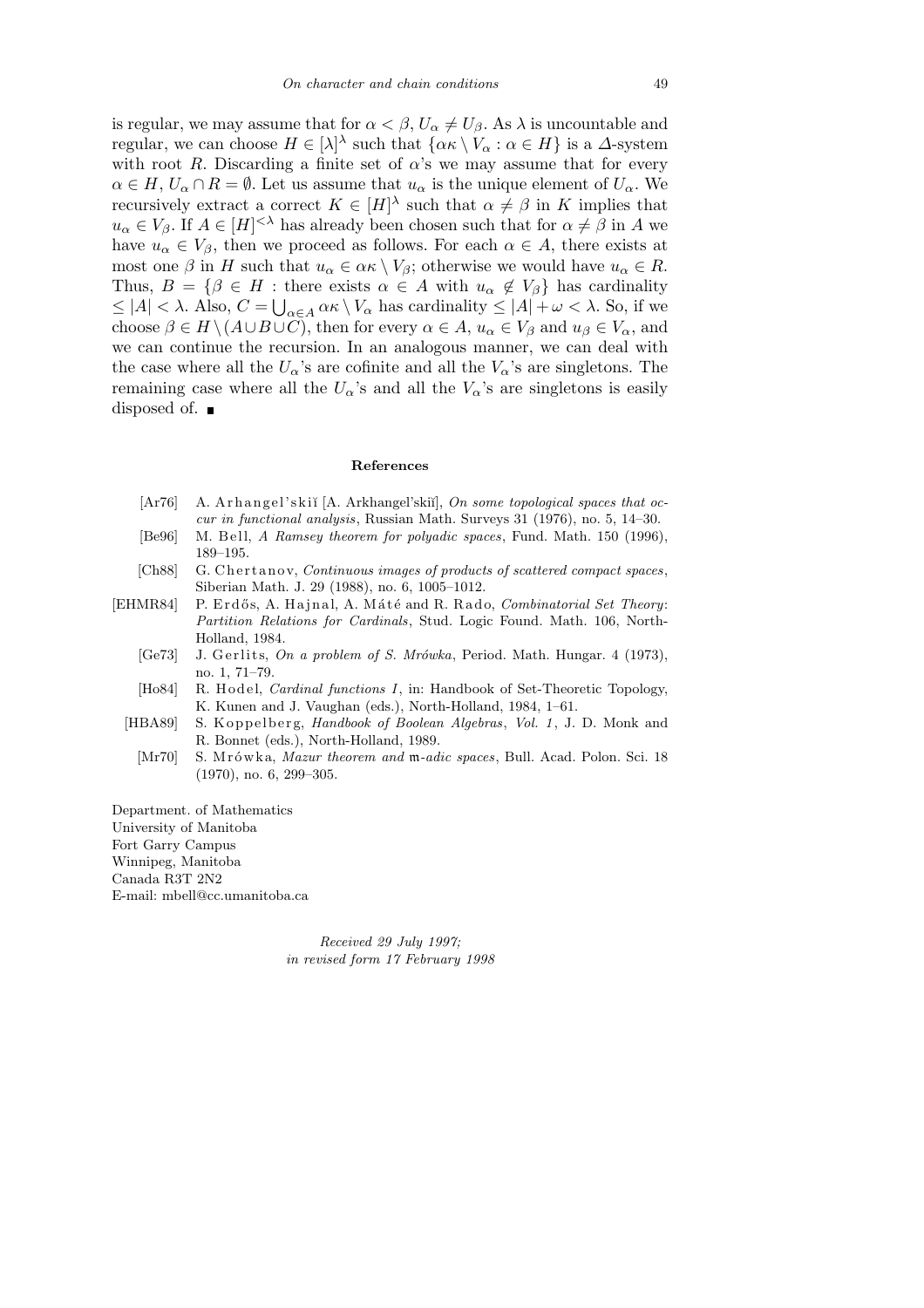is regular, we may assume that for $\alpha < \beta$, $U_\alpha \neq U_\beta$. As $\lambda$ is uncountable and regular, we can choose $H \in [\lambda]^\lambda$ such that $\{\alpha\kappa \setminus V_\alpha : \alpha \in H\}$ is a $\Delta$-system with root $R$. Discarding a finite set of $\alpha$'s we may assume that for every $\alpha \in H$, $U_\alpha \cap R = \emptyset$. Let us assume that $u_\alpha$ is the unique element of $U_\alpha$. We recursively extract a correct $K \in [H]^\lambda$ such that $\alpha \neq \beta$ in $K$ implies that $u_\alpha \in V_\beta$. If $A \in [H]^{<\lambda}$ has already been chosen such that for $\alpha \neq \beta$ in $A$ we have $u_\alpha \in V_\beta$, then we proceed as follows. For each $\alpha \in A$, there exists at most one $\beta$ in $H$ such that $u_\alpha \in \alpha\kappa \setminus V_\beta$; otherwise we would have $u_\alpha \in R$. Thus, $B = \{\beta \in H : \text{there exists } \alpha \in A \text{ with } u_\alpha \notin V_\beta\}$ has cardinality $\leq |A| < \lambda$. Also, $C = \bigcup_{\alpha \in A} \alpha\kappa \setminus V_\alpha$ has cardinality $\leq |A| + \omega < \lambda$. So, if we choose $\beta \in H \setminus (A \cup B \cup C)$, then for every $\alpha \in A$, $u_\alpha \in V_\beta$ and $u_\beta \in V_\alpha$, and we can continue the recursion. In an analogous manner, we can deal with the case where all the $U_\alpha$'s are cofinite and all the $V_\alpha$'s are singletons. The remaining case where all the $U_\alpha$'s and all the $V_\alpha$'s are singletons is easily disposed of. ∎

## References

[Ar76] A. Arhangel'skiĭ [A. Arkhangel'skiĭ], *On some topological spaces that occur in functional analysis*, Russian Math. Surveys 31 (1976), no. 5, 14–30.

[Be96] M. Bell, *A Ramsey theorem for polyadic spaces*, Fund. Math. 150 (1996), 189–195.

[Ch88] G. Chertanov, *Continuous images of products of scattered compact spaces*, Siberian Math. J. 29 (1988), no. 6, 1005–1012.

[EHMR84] P. Erdős, A. Hajnal, A. Máté and R. Rado, *Combinatorial Set Theory: Partition Relations for Cardinals*, Stud. Logic Found. Math. 106, North-Holland, 1984.

[Ge73] J. Gerlits, *On a problem of S. Mrówka*, Period. Math. Hungar. 4 (1973), no. 1, 71–79.

[Ho84] R. Hodel, *Cardinal functions I*, in: Handbook of Set-Theoretic Topology, K. Kunen and J. Vaughan (eds.), North-Holland, 1984, 1–61.

[HBA89] S. Koppelberg, *Handbook of Boolean Algebras*, *Vol. 1*, J. D. Monk and R. Bonnet (eds.), North-Holland, 1989.

[Mr70] S. Mrówka, *Mazur theorem and $\mathfrak{m}$-adic spaces*, Bull. Acad. Polon. Sci. 18 (1970), no. 6, 299–305.

Department. of Mathematics
University of Manitoba
Fort Garry Campus
Winnipeg, Manitoba
Canada R3T 2N2
E-mail: mbell@cc.umanitoba.ca

*Received 29 July 1997;*
*in revised form 17 February 1998*